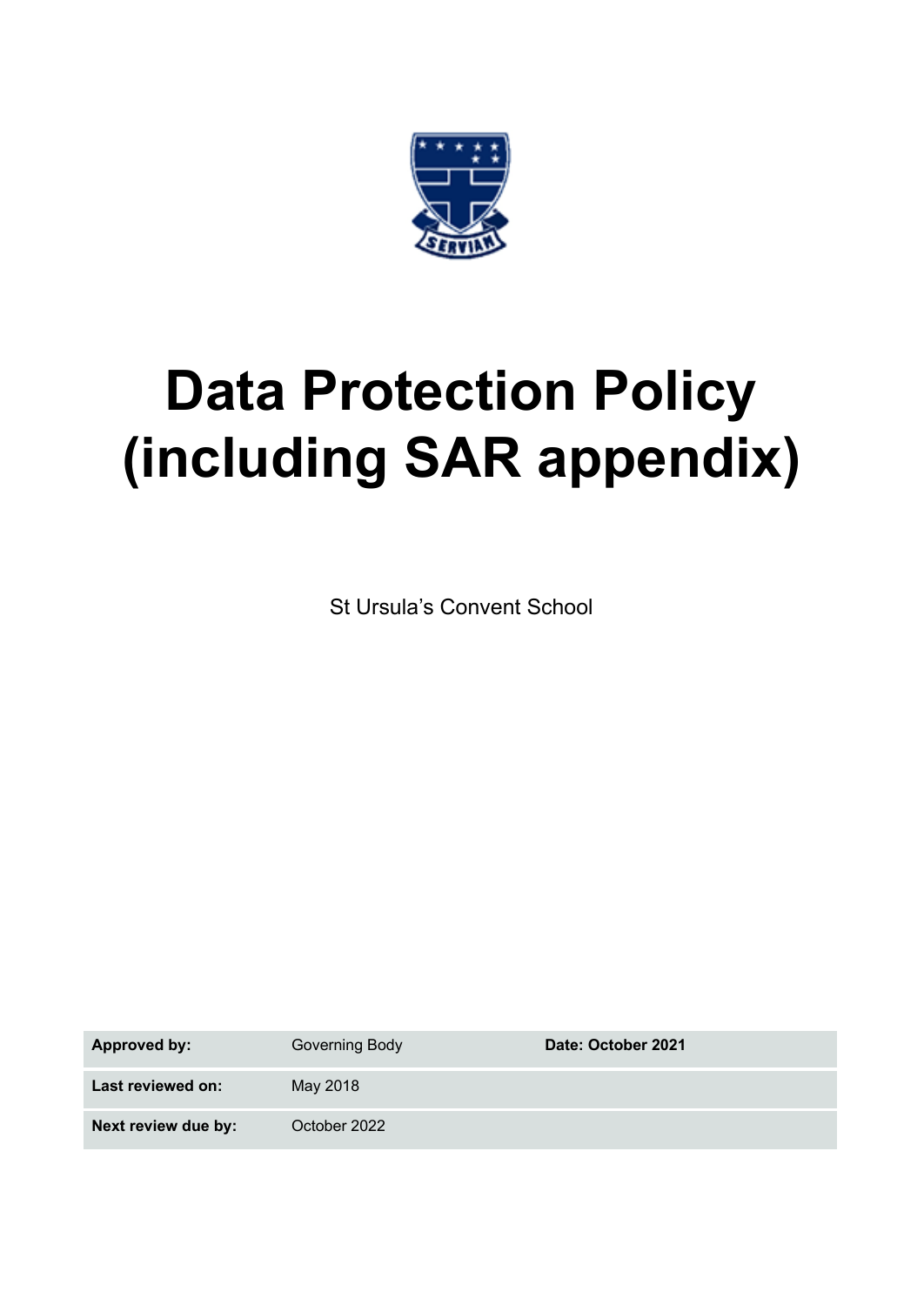# Data Protection Policy (including SAR appendix)

St Ursula's Convent School

| **Approved by:** | Governing Body | **Date: October 2021** |
|---|---|---|
| **Last reviewed on:** | May 2018 | |
| **Next review due by:** | October 2022 | |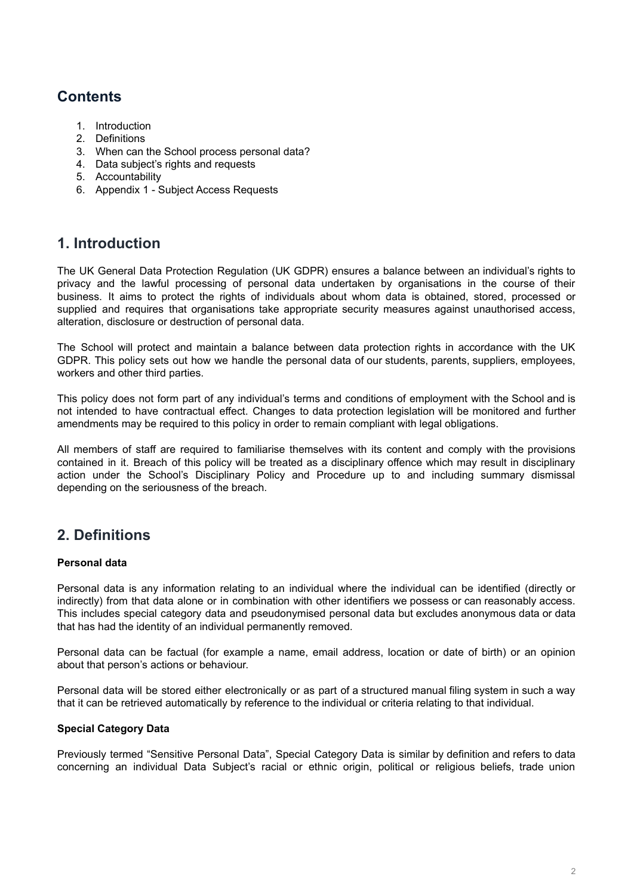## Contents

1. Introduction
2. Definitions
3. When can the School process personal data?
4. Data subject's rights and requests
5. Accountability
6. Appendix 1 - Subject Access Requests

## 1. Introduction

The UK General Data Protection Regulation (UK GDPR) ensures a balance between an individual's rights to privacy and the lawful processing of personal data undertaken by organisations in the course of their business. It aims to protect the rights of individuals about whom data is obtained, stored, processed or supplied and requires that organisations take appropriate security measures against unauthorised access, alteration, disclosure or destruction of personal data.

The School will protect and maintain a balance between data protection rights in accordance with the UK GDPR. This policy sets out how we handle the personal data of our students, parents, suppliers, employees, workers and other third parties.

This policy does not form part of any individual's terms and conditions of employment with the School and is not intended to have contractual effect. Changes to data protection legislation will be monitored and further amendments may be required to this policy in order to remain compliant with legal obligations.

All members of staff are required to familiarise themselves with its content and comply with the provisions contained in it. Breach of this policy will be treated as a disciplinary offence which may result in disciplinary action under the School's Disciplinary Policy and Procedure up to and including summary dismissal depending on the seriousness of the breach.

## 2. Definitions

**Personal data**

Personal data is any information relating to an individual where the individual can be identified (directly or indirectly) from that data alone or in combination with other identifiers we possess or can reasonably access. This includes special category data and pseudonymised personal data but excludes anonymous data or data that has had the identity of an individual permanently removed.

Personal data can be factual (for example a name, email address, location or date of birth) or an opinion about that person's actions or behaviour.

Personal data will be stored either electronically or as part of a structured manual filing system in such a way that it can be retrieved automatically by reference to the individual or criteria relating to that individual.

**Special Category Data**

Previously termed "Sensitive Personal Data", Special Category Data is similar by definition and refers to data concerning an individual Data Subject's racial or ethnic origin, political or religious beliefs, trade union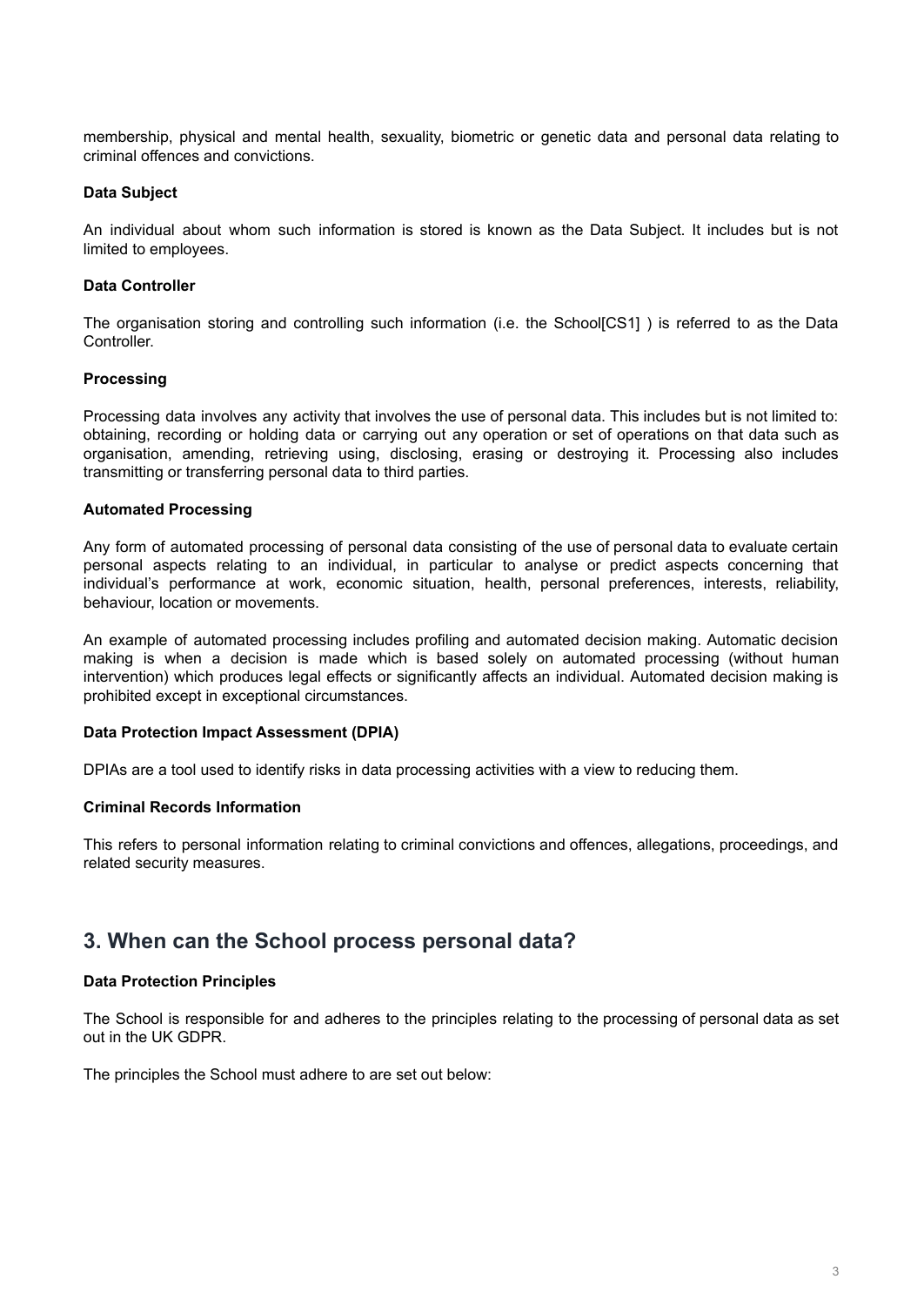membership, physical and mental health, sexuality, biometric or genetic data and personal data relating to criminal offences and convictions.

**Data Subject**

An individual about whom such information is stored is known as the Data Subject. It includes but is not limited to employees.

**Data Controller**

The organisation storing and controlling such information (i.e. the School[CS1] ) is referred to as the Data Controller.

**Processing**

Processing data involves any activity that involves the use of personal data. This includes but is not limited to: obtaining, recording or holding data or carrying out any operation or set of operations on that data such as organisation, amending, retrieving using, disclosing, erasing or destroying it. Processing also includes transmitting or transferring personal data to third parties.

**Automated Processing**

Any form of automated processing of personal data consisting of the use of personal data to evaluate certain personal aspects relating to an individual, in particular to analyse or predict aspects concerning that individual's performance at work, economic situation, health, personal preferences, interests, reliability, behaviour, location or movements.

An example of automated processing includes profiling and automated decision making. Automatic decision making is when a decision is made which is based solely on automated processing (without human intervention) which produces legal effects or significantly affects an individual. Automated decision making is prohibited except in exceptional circumstances.

**Data Protection Impact Assessment (DPIA)**

DPIAs are a tool used to identify risks in data processing activities with a view to reducing them.

**Criminal Records Information**

This refers to personal information relating to criminal convictions and offences, allegations, proceedings, and related security measures.

## 3. When can the School process personal data?

**Data Protection Principles**

The School is responsible for and adheres to the principles relating to the processing of personal data as set out in the UK GDPR.

The principles the School must adhere to are set out below: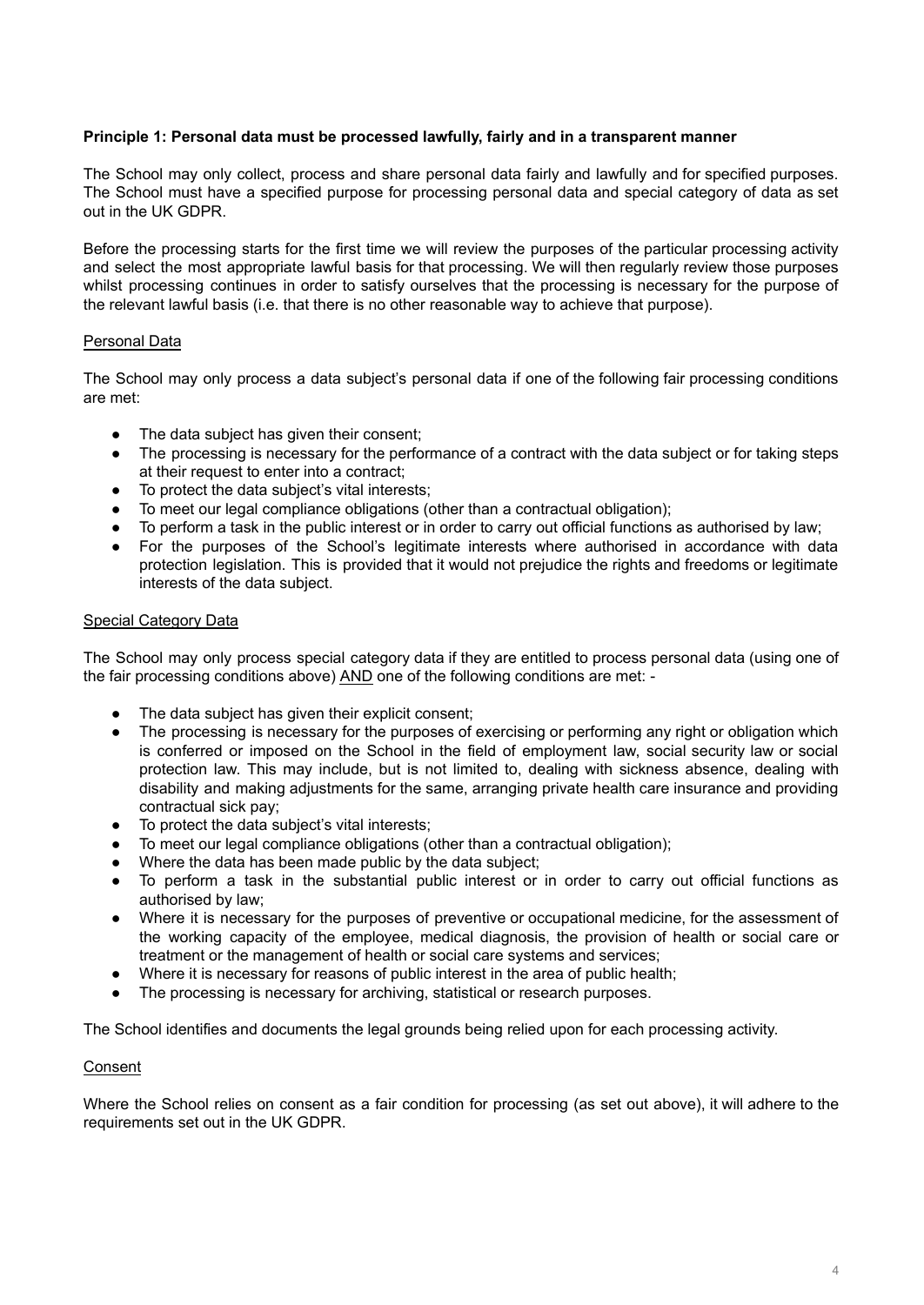**Principle 1: Personal data must be processed lawfully, fairly and in a transparent manner**

The School may only collect, process and share personal data fairly and lawfully and for specified purposes. The School must have a specified purpose for processing personal data and special category of data as set out in the UK GDPR.

Before the processing starts for the first time we will review the purposes of the particular processing activity and select the most appropriate lawful basis for that processing. We will then regularly review those purposes whilst processing continues in order to satisfy ourselves that the processing is necessary for the purpose of the relevant lawful basis (i.e. that there is no other reasonable way to achieve that purpose).

Personal Data

The School may only process a data subject's personal data if one of the following fair processing conditions are met:

- The data subject has given their consent;
- The processing is necessary for the performance of a contract with the data subject or for taking steps at their request to enter into a contract;
- To protect the data subject's vital interests;
- To meet our legal compliance obligations (other than a contractual obligation);
- To perform a task in the public interest or in order to carry out official functions as authorised by law;
- For the purposes of the School's legitimate interests where authorised in accordance with data protection legislation. This is provided that it would not prejudice the rights and freedoms or legitimate interests of the data subject.

Special Category Data

The School may only process special category data if they are entitled to process personal data (using one of the fair processing conditions above) AND one of the following conditions are met: -

- The data subject has given their explicit consent;
- The processing is necessary for the purposes of exercising or performing any right or obligation which is conferred or imposed on the School in the field of employment law, social security law or social protection law. This may include, but is not limited to, dealing with sickness absence, dealing with disability and making adjustments for the same, arranging private health care insurance and providing contractual sick pay;
- To protect the data subject's vital interests;
- To meet our legal compliance obligations (other than a contractual obligation);
- Where the data has been made public by the data subject;
- To perform a task in the substantial public interest or in order to carry out official functions as authorised by law;
- Where it is necessary for the purposes of preventive or occupational medicine, for the assessment of the working capacity of the employee, medical diagnosis, the provision of health or social care or treatment or the management of health or social care systems and services;
- Where it is necessary for reasons of public interest in the area of public health;
- The processing is necessary for archiving, statistical or research purposes.

The School identifies and documents the legal grounds being relied upon for each processing activity.

Consent

Where the School relies on consent as a fair condition for processing (as set out above), it will adhere to the requirements set out in the UK GDPR.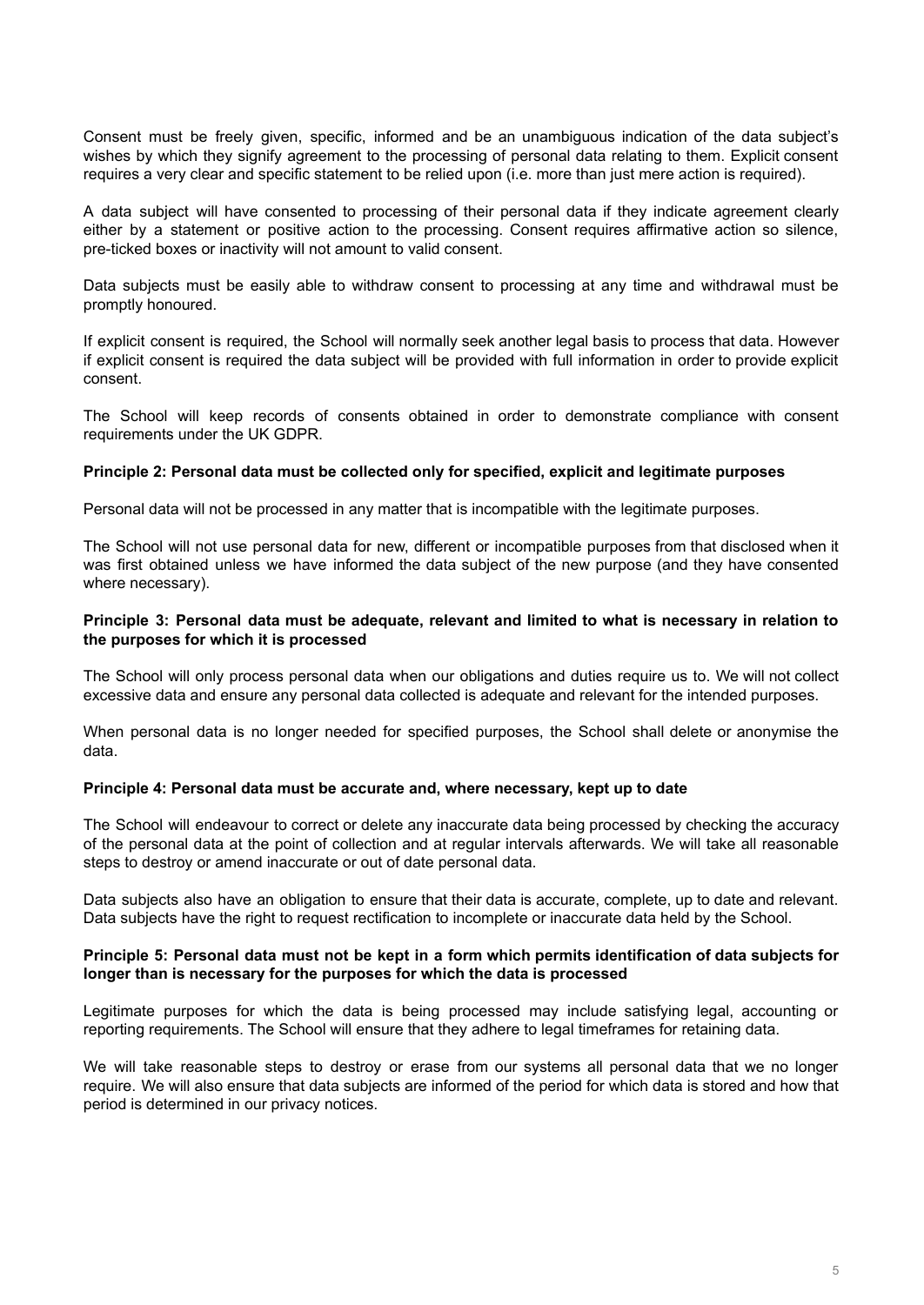Consent must be freely given, specific, informed and be an unambiguous indication of the data subject's wishes by which they signify agreement to the processing of personal data relating to them. Explicit consent requires a very clear and specific statement to be relied upon (i.e. more than just mere action is required).

A data subject will have consented to processing of their personal data if they indicate agreement clearly either by a statement or positive action to the processing. Consent requires affirmative action so silence, pre-ticked boxes or inactivity will not amount to valid consent.

Data subjects must be easily able to withdraw consent to processing at any time and withdrawal must be promptly honoured.

If explicit consent is required, the School will normally seek another legal basis to process that data. However if explicit consent is required the data subject will be provided with full information in order to provide explicit consent.

The School will keep records of consents obtained in order to demonstrate compliance with consent requirements under the UK GDPR.

**Principle 2: Personal data must be collected only for specified, explicit and legitimate purposes**

Personal data will not be processed in any matter that is incompatible with the legitimate purposes.

The School will not use personal data for new, different or incompatible purposes from that disclosed when it was first obtained unless we have informed the data subject of the new purpose (and they have consented where necessary).

**Principle 3: Personal data must be adequate, relevant and limited to what is necessary in relation to the purposes for which it is processed**

The School will only process personal data when our obligations and duties require us to. We will not collect excessive data and ensure any personal data collected is adequate and relevant for the intended purposes.

When personal data is no longer needed for specified purposes, the School shall delete or anonymise the data.

**Principle 4: Personal data must be accurate and, where necessary, kept up to date**

The School will endeavour to correct or delete any inaccurate data being processed by checking the accuracy of the personal data at the point of collection and at regular intervals afterwards. We will take all reasonable steps to destroy or amend inaccurate or out of date personal data.

Data subjects also have an obligation to ensure that their data is accurate, complete, up to date and relevant. Data subjects have the right to request rectification to incomplete or inaccurate data held by the School.

**Principle 5: Personal data must not be kept in a form which permits identification of data subjects for longer than is necessary for the purposes for which the data is processed**

Legitimate purposes for which the data is being processed may include satisfying legal, accounting or reporting requirements. The School will ensure that they adhere to legal timeframes for retaining data.

We will take reasonable steps to destroy or erase from our systems all personal data that we no longer require. We will also ensure that data subjects are informed of the period for which data is stored and how that period is determined in our privacy notices.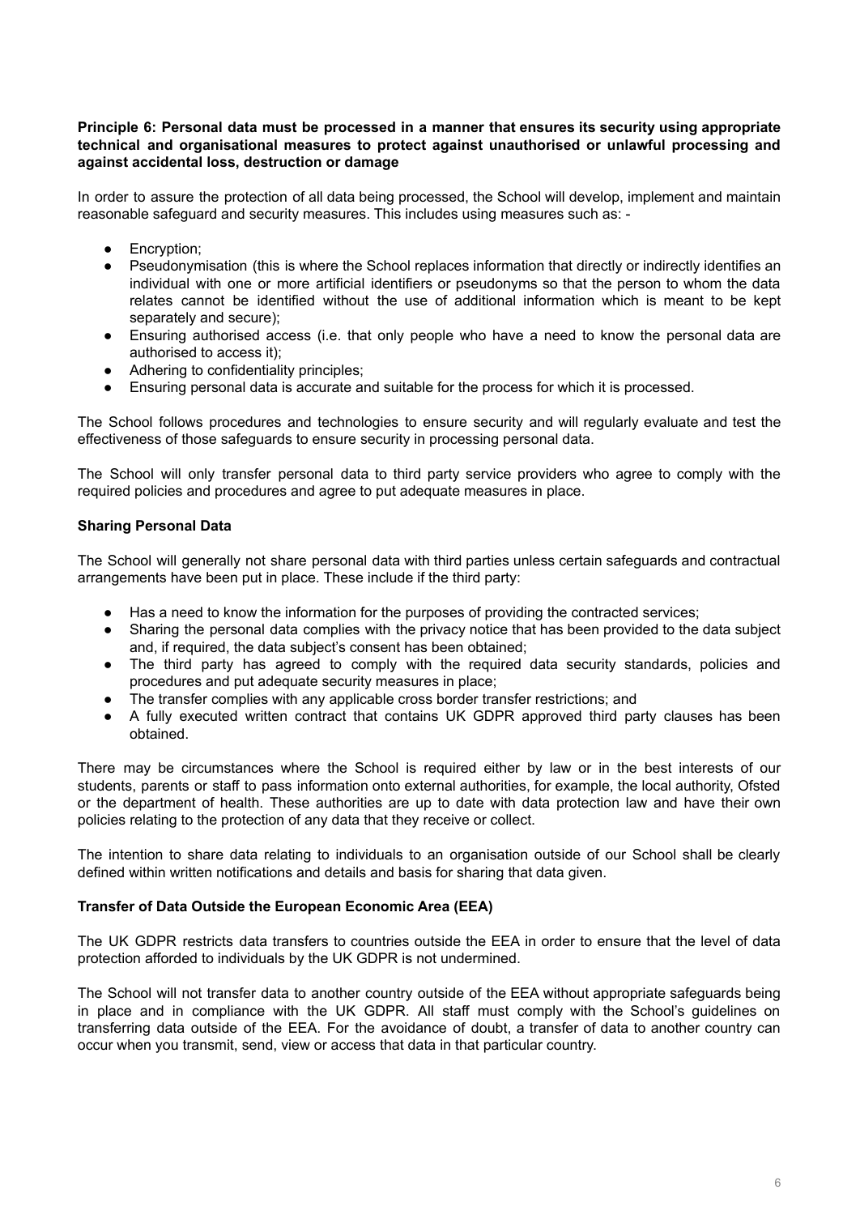**Principle 6: Personal data must be processed in a manner that ensures its security using appropriate technical and organisational measures to protect against unauthorised or unlawful processing and against accidental loss, destruction or damage**

In order to assure the protection of all data being processed, the School will develop, implement and maintain reasonable safeguard and security measures. This includes using measures such as: -

- Encryption;
- Pseudonymisation (this is where the School replaces information that directly or indirectly identifies an individual with one or more artificial identifiers or pseudonyms so that the person to whom the data relates cannot be identified without the use of additional information which is meant to be kept separately and secure);
- Ensuring authorised access (i.e. that only people who have a need to know the personal data are authorised to access it);
- Adhering to confidentiality principles;
- Ensuring personal data is accurate and suitable for the process for which it is processed.

The School follows procedures and technologies to ensure security and will regularly evaluate and test the effectiveness of those safeguards to ensure security in processing personal data.

The School will only transfer personal data to third party service providers who agree to comply with the required policies and procedures and agree to put adequate measures in place.

**Sharing Personal Data**

The School will generally not share personal data with third parties unless certain safeguards and contractual arrangements have been put in place. These include if the third party:

- Has a need to know the information for the purposes of providing the contracted services;
- Sharing the personal data complies with the privacy notice that has been provided to the data subject and, if required, the data subject's consent has been obtained;
- The third party has agreed to comply with the required data security standards, policies and procedures and put adequate security measures in place;
- The transfer complies with any applicable cross border transfer restrictions; and
- A fully executed written contract that contains UK GDPR approved third party clauses has been obtained.

There may be circumstances where the School is required either by law or in the best interests of our students, parents or staff to pass information onto external authorities, for example, the local authority, Ofsted or the department of health. These authorities are up to date with data protection law and have their own policies relating to the protection of any data that they receive or collect.

The intention to share data relating to individuals to an organisation outside of our School shall be clearly defined within written notifications and details and basis for sharing that data given.

**Transfer of Data Outside the European Economic Area (EEA)**

The UK GDPR restricts data transfers to countries outside the EEA in order to ensure that the level of data protection afforded to individuals by the UK GDPR is not undermined.

The School will not transfer data to another country outside of the EEA without appropriate safeguards being in place and in compliance with the UK GDPR. All staff must comply with the School's guidelines on transferring data outside of the EEA. For the avoidance of doubt, a transfer of data to another country can occur when you transmit, send, view or access that data in that particular country.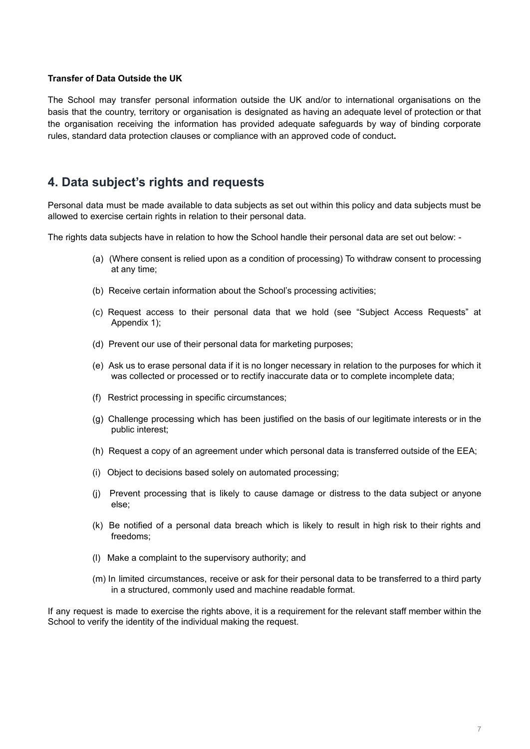**Transfer of Data Outside the UK**

The School may transfer personal information outside the UK and/or to international organisations on the basis that the country, territory or organisation is designated as having an adequate level of protection or that the organisation receiving the information has provided adequate safeguards by way of binding corporate rules, standard data protection clauses or compliance with an approved code of conduct**.**

## 4. Data subject's rights and requests

Personal data must be made available to data subjects as set out within this policy and data subjects must be allowed to exercise certain rights in relation to their personal data.

The rights data subjects have in relation to how the School handle their personal data are set out below: -

(a) (Where consent is relied upon as a condition of processing) To withdraw consent to processing at any time;

(b) Receive certain information about the School's processing activities;

(c) Request access to their personal data that we hold (see "Subject Access Requests" at Appendix 1);

(d) Prevent our use of their personal data for marketing purposes;

(e) Ask us to erase personal data if it is no longer necessary in relation to the purposes for which it was collected or processed or to rectify inaccurate data or to complete incomplete data;

(f) Restrict processing in specific circumstances;

(g) Challenge processing which has been justified on the basis of our legitimate interests or in the public interest;

(h) Request a copy of an agreement under which personal data is transferred outside of the EEA;

(i) Object to decisions based solely on automated processing;

(j) Prevent processing that is likely to cause damage or distress to the data subject or anyone else;

(k) Be notified of a personal data breach which is likely to result in high risk to their rights and freedoms;

(l) Make a complaint to the supervisory authority; and

(m) In limited circumstances, receive or ask for their personal data to be transferred to a third party in a structured, commonly used and machine readable format.

If any request is made to exercise the rights above, it is a requirement for the relevant staff member within the School to verify the identity of the individual making the request.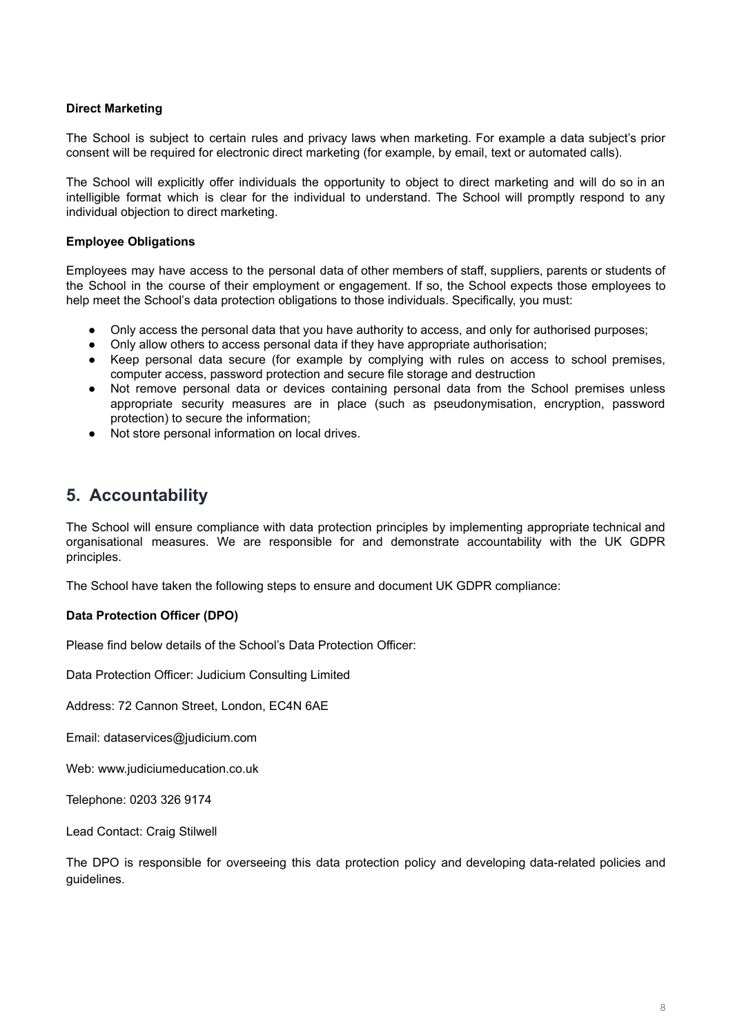**Direct Marketing**

The School is subject to certain rules and privacy laws when marketing. For example a data subject's prior consent will be required for electronic direct marketing (for example, by email, text or automated calls).

The School will explicitly offer individuals the opportunity to object to direct marketing and will do so in an intelligible format which is clear for the individual to understand. The School will promptly respond to any individual objection to direct marketing.

**Employee Obligations**

Employees may have access to the personal data of other members of staff, suppliers, parents or students of the School in the course of their employment or engagement. If so, the School expects those employees to help meet the School's data protection obligations to those individuals. Specifically, you must:

- Only access the personal data that you have authority to access, and only for authorised purposes;
- Only allow others to access personal data if they have appropriate authorisation;
- Keep personal data secure (for example by complying with rules on access to school premises, computer access, password protection and secure file storage and destruction
- Not remove personal data or devices containing personal data from the School premises unless appropriate security measures are in place (such as pseudonymisation, encryption, password protection) to secure the information;
- Not store personal information on local drives.

## 5. Accountability

The School will ensure compliance with data protection principles by implementing appropriate technical and organisational measures. We are responsible for and demonstrate accountability with the UK GDPR principles.

The School have taken the following steps to ensure and document UK GDPR compliance:

**Data Protection Officer (DPO)**

Please find below details of the School's Data Protection Officer:

Data Protection Officer: Judicium Consulting Limited

Address: 72 Cannon Street, London, EC4N 6AE

Email: dataservices@judicium.com

Web: www.judiciumeducation.co.uk

Telephone: 0203 326 9174

Lead Contact: Craig Stilwell

The DPO is responsible for overseeing this data protection policy and developing data-related policies and guidelines.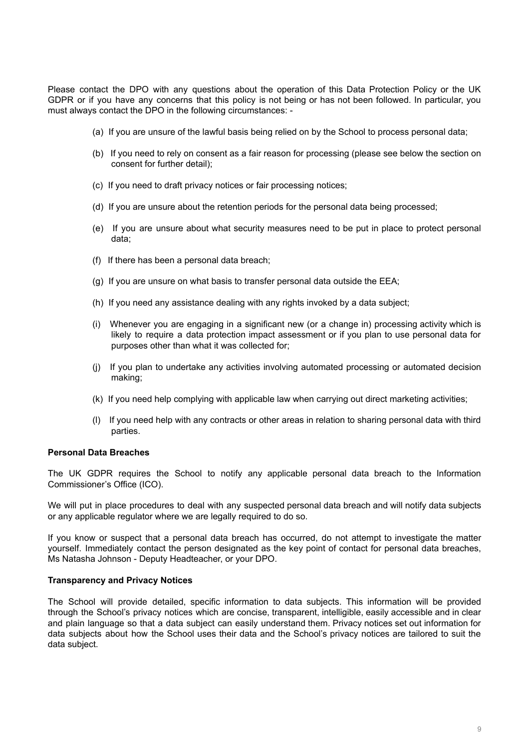Please contact the DPO with any questions about the operation of this Data Protection Policy or the UK GDPR or if you have any concerns that this policy is not being or has not been followed. In particular, you must always contact the DPO in the following circumstances: -

(a) If you are unsure of the lawful basis being relied on by the School to process personal data;

(b) If you need to rely on consent as a fair reason for processing (please see below the section on consent for further detail);

(c) If you need to draft privacy notices or fair processing notices;

(d) If you are unsure about the retention periods for the personal data being processed;

(e) If you are unsure about what security measures need to be put in place to protect personal data;

(f) If there has been a personal data breach;

(g) If you are unsure on what basis to transfer personal data outside the EEA;

(h) If you need any assistance dealing with any rights invoked by a data subject;

(i) Whenever you are engaging in a significant new (or a change in) processing activity which is likely to require a data protection impact assessment or if you plan to use personal data for purposes other than what it was collected for;

(j) If you plan to undertake any activities involving automated processing or automated decision making;

(k) If you need help complying with applicable law when carrying out direct marketing activities;

(l) If you need help with any contracts or other areas in relation to sharing personal data with third parties.

**Personal Data Breaches**

The UK GDPR requires the School to notify any applicable personal data breach to the Information Commissioner's Office (ICO).

We will put in place procedures to deal with any suspected personal data breach and will notify data subjects or any applicable regulator where we are legally required to do so.

If you know or suspect that a personal data breach has occurred, do not attempt to investigate the matter yourself. Immediately contact the person designated as the key point of contact for personal data breaches, Ms Natasha Johnson - Deputy Headteacher, or your DPO.

**Transparency and Privacy Notices**

The School will provide detailed, specific information to data subjects. This information will be provided through the School's privacy notices which are concise, transparent, intelligible, easily accessible and in clear and plain language so that a data subject can easily understand them. Privacy notices set out information for data subjects about how the School uses their data and the School's privacy notices are tailored to suit the data subject.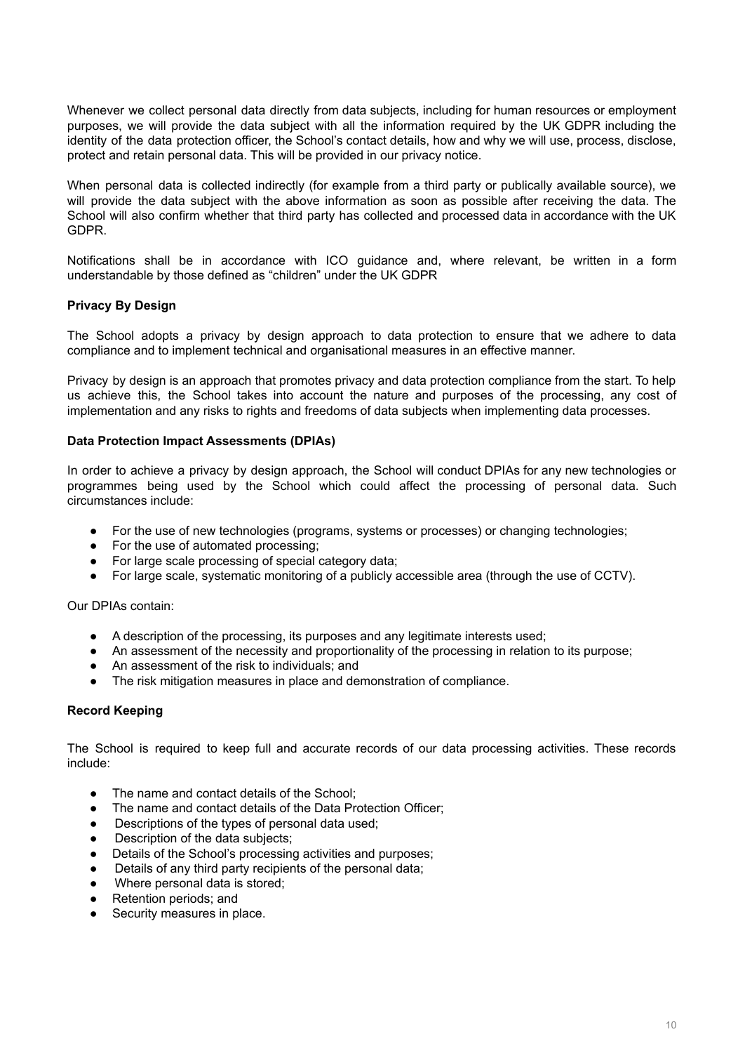Whenever we collect personal data directly from data subjects, including for human resources or employment purposes, we will provide the data subject with all the information required by the UK GDPR including the identity of the data protection officer, the School's contact details, how and why we will use, process, disclose, protect and retain personal data. This will be provided in our privacy notice.

When personal data is collected indirectly (for example from a third party or publically available source), we will provide the data subject with the above information as soon as possible after receiving the data. The School will also confirm whether that third party has collected and processed data in accordance with the UK GDPR.

Notifications shall be in accordance with ICO guidance and, where relevant, be written in a form understandable by those defined as "children" under the UK GDPR

**Privacy By Design**

The School adopts a privacy by design approach to data protection to ensure that we adhere to data compliance and to implement technical and organisational measures in an effective manner.

Privacy by design is an approach that promotes privacy and data protection compliance from the start. To help us achieve this, the School takes into account the nature and purposes of the processing, any cost of implementation and any risks to rights and freedoms of data subjects when implementing data processes.

**Data Protection Impact Assessments (DPIAs)**

In order to achieve a privacy by design approach, the School will conduct DPIAs for any new technologies or programmes being used by the School which could affect the processing of personal data. Such circumstances include:

- For the use of new technologies (programs, systems or processes) or changing technologies;
- For the use of automated processing;
- For large scale processing of special category data;
- For large scale, systematic monitoring of a publicly accessible area (through the use of CCTV).

Our DPIAs contain:

- A description of the processing, its purposes and any legitimate interests used;
- An assessment of the necessity and proportionality of the processing in relation to its purpose;
- An assessment of the risk to individuals; and
- The risk mitigation measures in place and demonstration of compliance.

**Record Keeping**

The School is required to keep full and accurate records of our data processing activities. These records include:

- The name and contact details of the School;
- The name and contact details of the Data Protection Officer;
- Descriptions of the types of personal data used;
- Description of the data subjects;
- Details of the School's processing activities and purposes;
- Details of any third party recipients of the personal data;
- Where personal data is stored;
- Retention periods; and
- Security measures in place.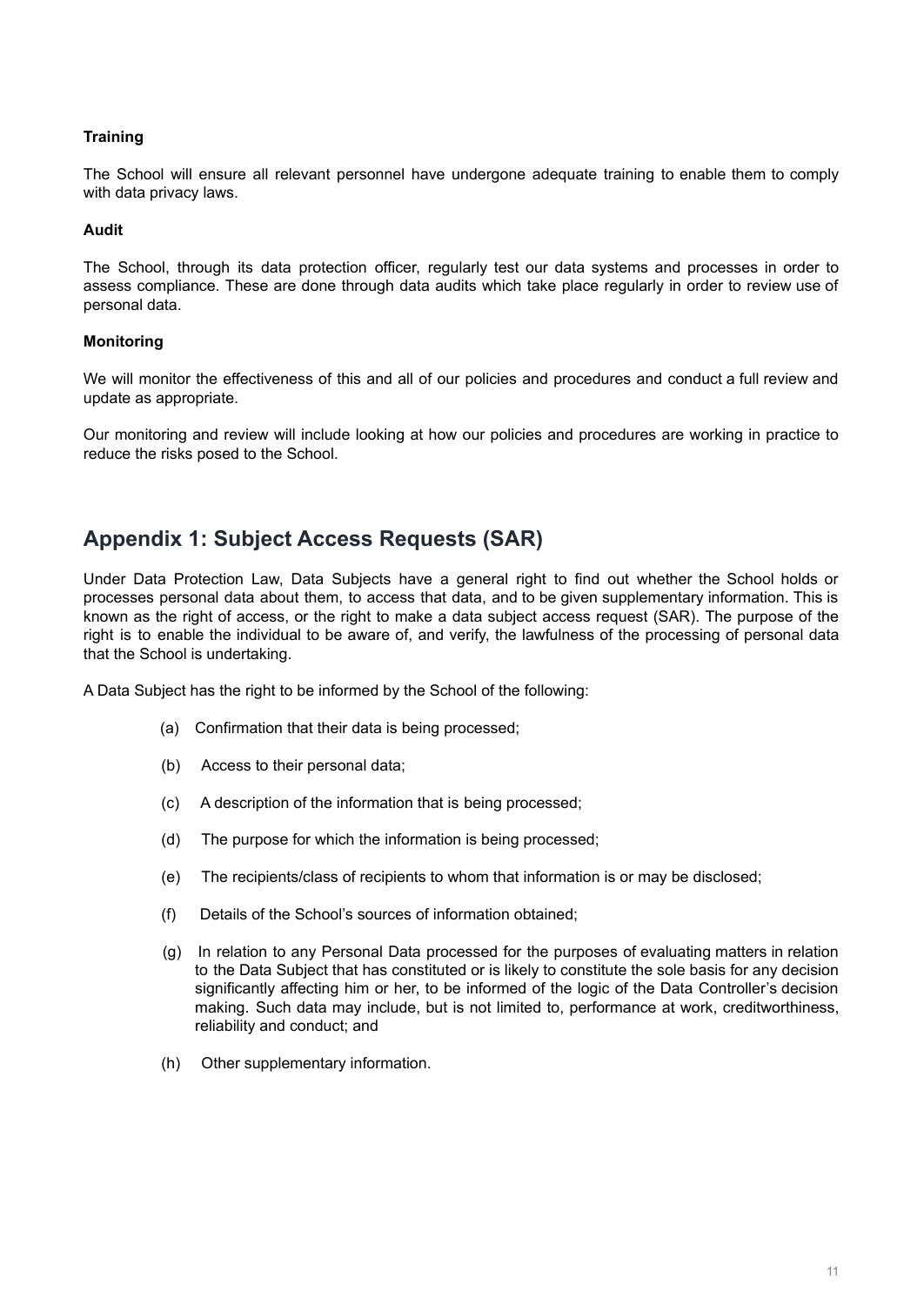**Training**

The School will ensure all relevant personnel have undergone adequate training to enable them to comply with data privacy laws.

**Audit**

The School, through its data protection officer, regularly test our data systems and processes in order to assess compliance. These are done through data audits which take place regularly in order to review use of personal data.

**Monitoring**

We will monitor the effectiveness of this and all of our policies and procedures and conduct a full review and update as appropriate.

Our monitoring and review will include looking at how our policies and procedures are working in practice to reduce the risks posed to the School.

## Appendix 1: Subject Access Requests (SAR)

Under Data Protection Law, Data Subjects have a general right to find out whether the School holds or processes personal data about them, to access that data, and to be given supplementary information. This is known as the right of access, or the right to make a data subject access request (SAR). The purpose of the right is to enable the individual to be aware of, and verify, the lawfulness of the processing of personal data that the School is undertaking.

A Data Subject has the right to be informed by the School of the following:

(a) Confirmation that their data is being processed;

(b) Access to their personal data;

(c) A description of the information that is being processed;

(d) The purpose for which the information is being processed;

(e) The recipients/class of recipients to whom that information is or may be disclosed;

(f) Details of the School's sources of information obtained;

(g) In relation to any Personal Data processed for the purposes of evaluating matters in relation to the Data Subject that has constituted or is likely to constitute the sole basis for any decision significantly affecting him or her, to be informed of the logic of the Data Controller's decision making. Such data may include, but is not limited to, performance at work, creditworthiness, reliability and conduct; and

(h) Other supplementary information.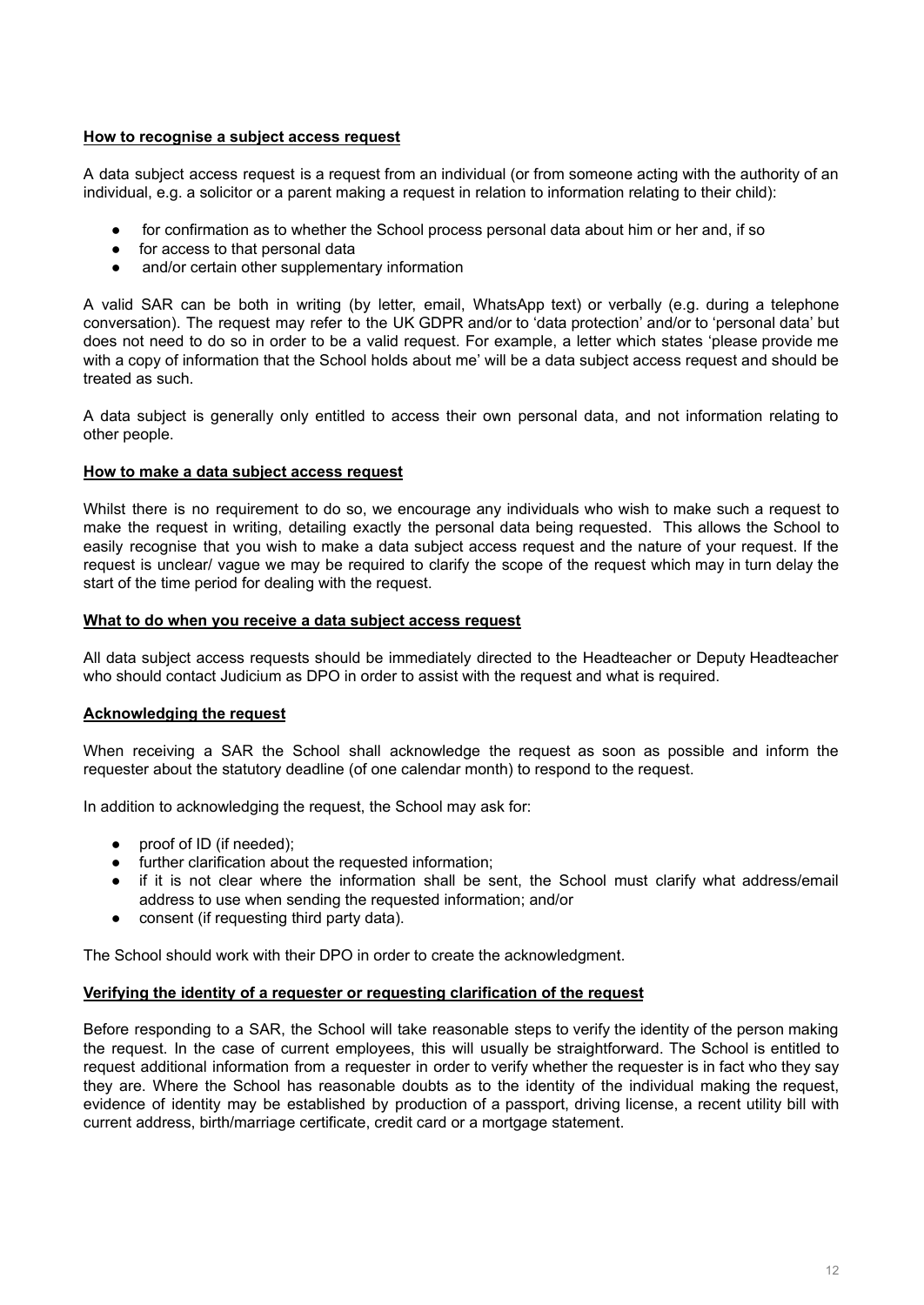**How to recognise a subject access request**

A data subject access request is a request from an individual (or from someone acting with the authority of an individual, e.g. a solicitor or a parent making a request in relation to information relating to their child):

- for confirmation as to whether the School process personal data about him or her and, if so
- for access to that personal data
- and/or certain other supplementary information

A valid SAR can be both in writing (by letter, email, WhatsApp text) or verbally (e.g. during a telephone conversation). The request may refer to the UK GDPR and/or to 'data protection' and/or to 'personal data' but does not need to do so in order to be a valid request. For example, a letter which states 'please provide me with a copy of information that the School holds about me' will be a data subject access request and should be treated as such.

A data subject is generally only entitled to access their own personal data, and not information relating to other people.

**How to make a data subject access request**

Whilst there is no requirement to do so, we encourage any individuals who wish to make such a request to make the request in writing, detailing exactly the personal data being requested. This allows the School to easily recognise that you wish to make a data subject access request and the nature of your request. If the request is unclear/ vague we may be required to clarify the scope of the request which may in turn delay the start of the time period for dealing with the request.

**What to do when you receive a data subject access request**

All data subject access requests should be immediately directed to the Headteacher or Deputy Headteacher who should contact Judicium as DPO in order to assist with the request and what is required.

**Acknowledging the request**

When receiving a SAR the School shall acknowledge the request as soon as possible and inform the requester about the statutory deadline (of one calendar month) to respond to the request.

In addition to acknowledging the request, the School may ask for:

- proof of ID (if needed);
- further clarification about the requested information;
- if it is not clear where the information shall be sent, the School must clarify what address/email address to use when sending the requested information; and/or
- consent (if requesting third party data).

The School should work with their DPO in order to create the acknowledgment.

**Verifying the identity of a requester or requesting clarification of the request**

Before responding to a SAR, the School will take reasonable steps to verify the identity of the person making the request. In the case of current employees, this will usually be straightforward. The School is entitled to request additional information from a requester in order to verify whether the requester is in fact who they say they are. Where the School has reasonable doubts as to the identity of the individual making the request, evidence of identity may be established by production of a passport, driving license, a recent utility bill with current address, birth/marriage certificate, credit card or a mortgage statement.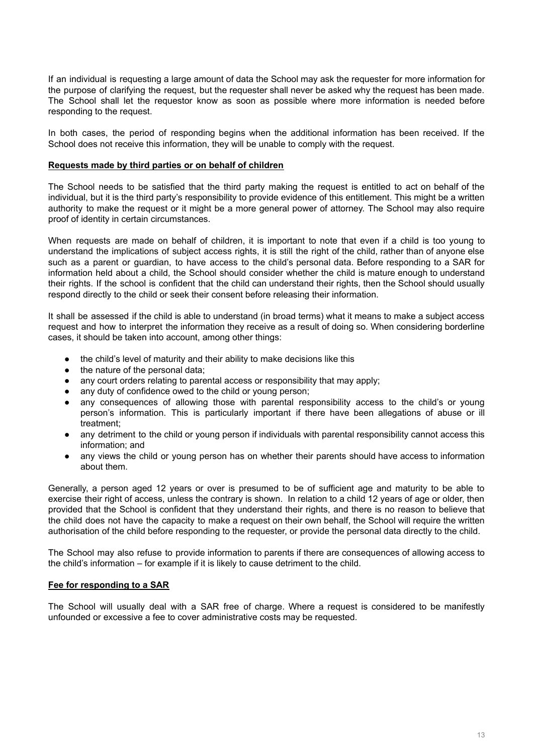If an individual is requesting a large amount of data the School may ask the requester for more information for the purpose of clarifying the request, but the requester shall never be asked why the request has been made. The School shall let the requestor know as soon as possible where more information is needed before responding to the request.

In both cases, the period of responding begins when the additional information has been received. If the School does not receive this information, they will be unable to comply with the request.

**Requests made by third parties or on behalf of children**

The School needs to be satisfied that the third party making the request is entitled to act on behalf of the individual, but it is the third party's responsibility to provide evidence of this entitlement. This might be a written authority to make the request or it might be a more general power of attorney. The School may also require proof of identity in certain circumstances.

When requests are made on behalf of children, it is important to note that even if a child is too young to understand the implications of subject access rights, it is still the right of the child, rather than of anyone else such as a parent or guardian, to have access to the child's personal data. Before responding to a SAR for information held about a child, the School should consider whether the child is mature enough to understand their rights. If the school is confident that the child can understand their rights, then the School should usually respond directly to the child or seek their consent before releasing their information.

It shall be assessed if the child is able to understand (in broad terms) what it means to make a subject access request and how to interpret the information they receive as a result of doing so. When considering borderline cases, it should be taken into account, among other things:

- the child's level of maturity and their ability to make decisions like this
- the nature of the personal data;
- any court orders relating to parental access or responsibility that may apply;
- any duty of confidence owed to the child or young person;
- any consequences of allowing those with parental responsibility access to the child's or young person's information. This is particularly important if there have been allegations of abuse or ill treatment;
- any detriment to the child or young person if individuals with parental responsibility cannot access this information; and
- any views the child or young person has on whether their parents should have access to information about them.

Generally, a person aged 12 years or over is presumed to be of sufficient age and maturity to be able to exercise their right of access, unless the contrary is shown. In relation to a child 12 years of age or older, then provided that the School is confident that they understand their rights, and there is no reason to believe that the child does not have the capacity to make a request on their own behalf, the School will require the written authorisation of the child before responding to the requester, or provide the personal data directly to the child.

The School may also refuse to provide information to parents if there are consequences of allowing access to the child's information – for example if it is likely to cause detriment to the child.

**Fee for responding to a SAR**

The School will usually deal with a SAR free of charge. Where a request is considered to be manifestly unfounded or excessive a fee to cover administrative costs may be requested.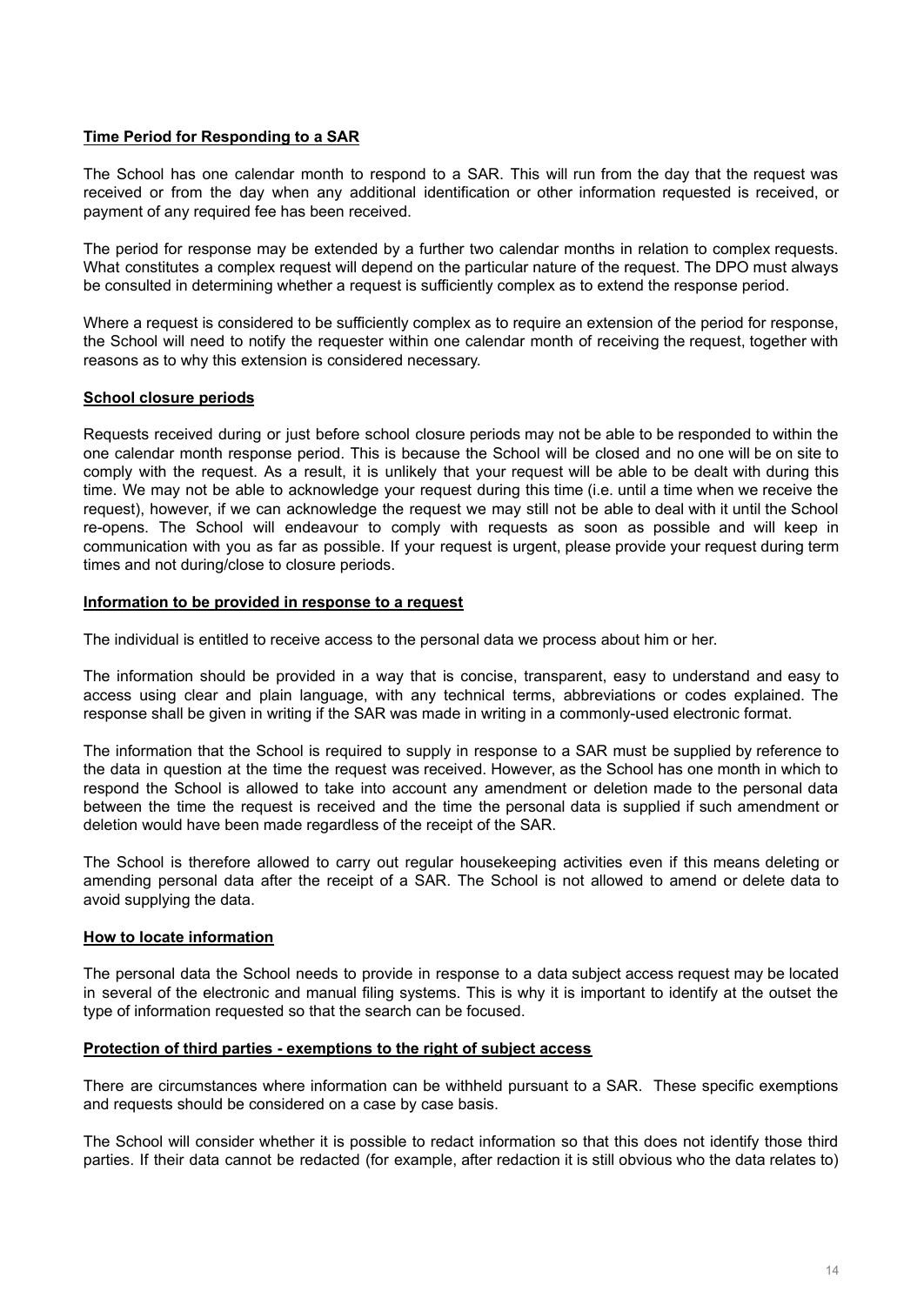**Time Period for Responding to a SAR**

The School has one calendar month to respond to a SAR. This will run from the day that the request was received or from the day when any additional identification or other information requested is received, or payment of any required fee has been received.

The period for response may be extended by a further two calendar months in relation to complex requests. What constitutes a complex request will depend on the particular nature of the request. The DPO must always be consulted in determining whether a request is sufficiently complex as to extend the response period.

Where a request is considered to be sufficiently complex as to require an extension of the period for response, the School will need to notify the requester within one calendar month of receiving the request, together with reasons as to why this extension is considered necessary.

**School closure periods**

Requests received during or just before school closure periods may not be able to be responded to within the one calendar month response period. This is because the School will be closed and no one will be on site to comply with the request. As a result, it is unlikely that your request will be able to be dealt with during this time. We may not be able to acknowledge your request during this time (i.e. until a time when we receive the request), however, if we can acknowledge the request we may still not be able to deal with it until the School re-opens. The School will endeavour to comply with requests as soon as possible and will keep in communication with you as far as possible. If your request is urgent, please provide your request during term times and not during/close to closure periods.

**Information to be provided in response to a request**

The individual is entitled to receive access to the personal data we process about him or her.

The information should be provided in a way that is concise, transparent, easy to understand and easy to access using clear and plain language, with any technical terms, abbreviations or codes explained. The response shall be given in writing if the SAR was made in writing in a commonly-used electronic format.

The information that the School is required to supply in response to a SAR must be supplied by reference to the data in question at the time the request was received. However, as the School has one month in which to respond the School is allowed to take into account any amendment or deletion made to the personal data between the time the request is received and the time the personal data is supplied if such amendment or deletion would have been made regardless of the receipt of the SAR.

The School is therefore allowed to carry out regular housekeeping activities even if this means deleting or amending personal data after the receipt of a SAR. The School is not allowed to amend or delete data to avoid supplying the data.

**How to locate information**

The personal data the School needs to provide in response to a data subject access request may be located in several of the electronic and manual filing systems. This is why it is important to identify at the outset the type of information requested so that the search can be focused.

**Protection of third parties - exemptions to the right of subject access**

There are circumstances where information can be withheld pursuant to a SAR. These specific exemptions and requests should be considered on a case by case basis.

The School will consider whether it is possible to redact information so that this does not identify those third parties. If their data cannot be redacted (for example, after redaction it is still obvious who the data relates to)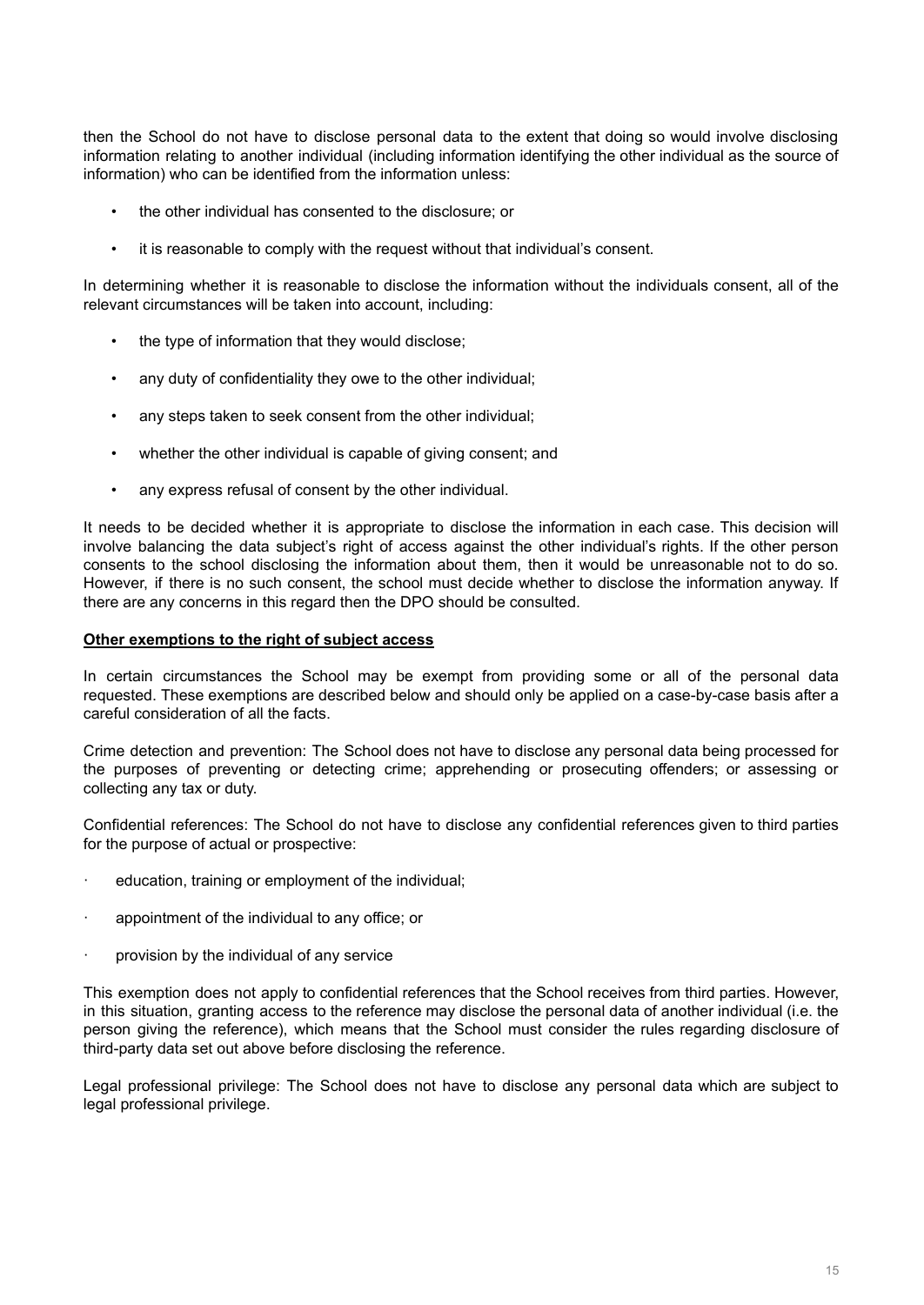then the School do not have to disclose personal data to the extent that doing so would involve disclosing information relating to another individual (including information identifying the other individual as the source of information) who can be identified from the information unless:

- the other individual has consented to the disclosure; or
- it is reasonable to comply with the request without that individual's consent.

In determining whether it is reasonable to disclose the information without the individuals consent, all of the relevant circumstances will be taken into account, including:

- the type of information that they would disclose;
- any duty of confidentiality they owe to the other individual;
- any steps taken to seek consent from the other individual;
- whether the other individual is capable of giving consent; and
- any express refusal of consent by the other individual.

It needs to be decided whether it is appropriate to disclose the information in each case. This decision will involve balancing the data subject's right of access against the other individual's rights. If the other person consents to the school disclosing the information about them, then it would be unreasonable not to do so. However, if there is no such consent, the school must decide whether to disclose the information anyway. If there are any concerns in this regard then the DPO should be consulted.

**<u>Other exemptions to the right of subject access</u>**

In certain circumstances the School may be exempt from providing some or all of the personal data requested. These exemptions are described below and should only be applied on a case-by-case basis after a careful consideration of all the facts.

Crime detection and prevention: The School does not have to disclose any personal data being processed for the purposes of preventing or detecting crime; apprehending or prosecuting offenders; or assessing or collecting any tax or duty.

Confidential references: The School do not have to disclose any confidential references given to third parties for the purpose of actual or prospective:

- education, training or employment of the individual;
- appointment of the individual to any office; or
- provision by the individual of any service

This exemption does not apply to confidential references that the School receives from third parties. However, in this situation, granting access to the reference may disclose the personal data of another individual (i.e. the person giving the reference), which means that the School must consider the rules regarding disclosure of third-party data set out above before disclosing the reference.

Legal professional privilege: The School does not have to disclose any personal data which are subject to legal professional privilege.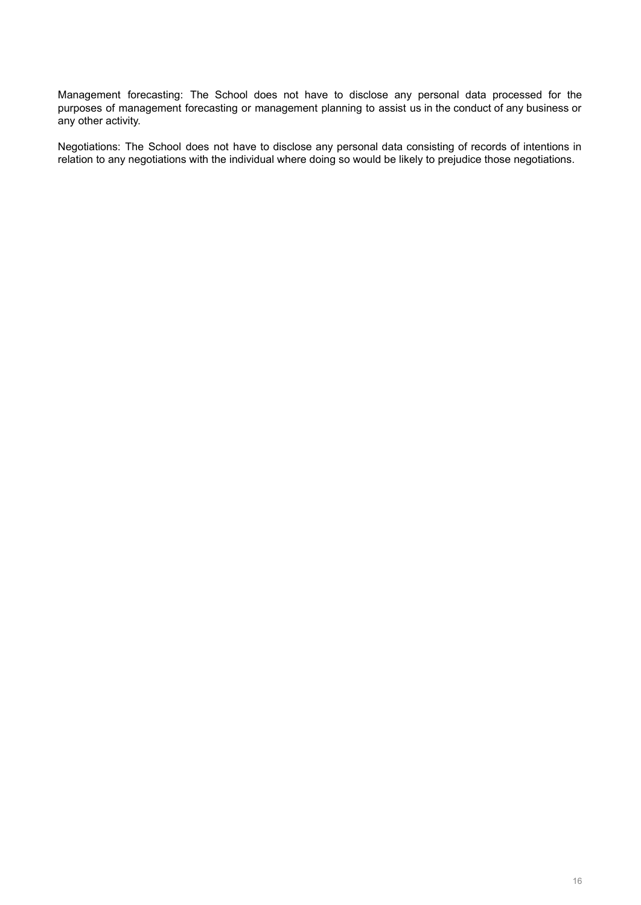Management forecasting: The School does not have to disclose any personal data processed for the purposes of management forecasting or management planning to assist us in the conduct of any business or any other activity.

Negotiations: The School does not have to disclose any personal data consisting of records of intentions in relation to any negotiations with the individual where doing so would be likely to prejudice those negotiations.